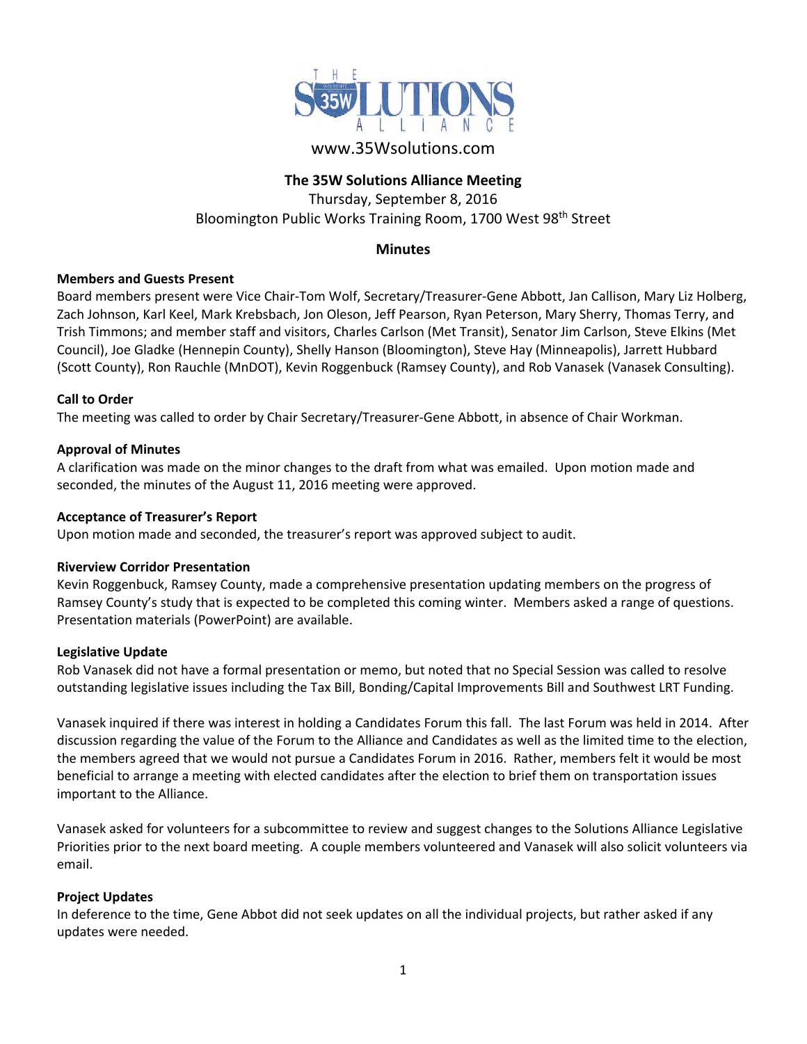THE 35W SOLUTIONS ALLIANCE

www.35Wsolutions.com

**The 35W Solutions Alliance Meeting**

Thursday, September 8, 2016

Bloomington Public Works Training Room, 1700 West 98th Street

**Minutes**

**Members and Guests Present**

Board members present were Vice Chair-Tom Wolf, Secretary/Treasurer-Gene Abbott, Jan Callison, Mary Liz Holberg, Zach Johnson, Karl Keel, Mark Krebsbach, Jon Oleson, Jeff Pearson, Ryan Peterson, Mary Sherry, Thomas Terry, and Trish Timmons; and member staff and visitors, Charles Carlson (Met Transit), Senator Jim Carlson, Steve Elkins (Met Council), Joe Gladke (Hennepin County), Shelly Hanson (Bloomington), Steve Hay (Minneapolis), Jarrett Hubbard (Scott County), Ron Rauchle (MnDOT), Kevin Roggenbuck (Ramsey County), and Rob Vanasek (Vanasek Consulting).

**Call to Order**

The meeting was called to order by Chair Secretary/Treasurer-Gene Abbott, in absence of Chair Workman.

**Approval of Minutes**

A clarification was made on the minor changes to the draft from what was emailed. Upon motion made and seconded, the minutes of the August 11, 2016 meeting were approved.

**Acceptance of Treasurer's Report**

Upon motion made and seconded, the treasurer's report was approved subject to audit.

**Riverview Corridor Presentation**

Kevin Roggenbuck, Ramsey County, made a comprehensive presentation updating members on the progress of Ramsey County's study that is expected to be completed this coming winter. Members asked a range of questions. Presentation materials (PowerPoint) are available.

**Legislative Update**

Rob Vanasek did not have a formal presentation or memo, but noted that no Special Session was called to resolve outstanding legislative issues including the Tax Bill, Bonding/Capital Improvements Bill and Southwest LRT Funding.

Vanasek inquired if there was interest in holding a Candidates Forum this fall. The last Forum was held in 2014. After discussion regarding the value of the Forum to the Alliance and Candidates as well as the limited time to the election, the members agreed that we would not pursue a Candidates Forum in 2016. Rather, members felt it would be most beneficial to arrange a meeting with elected candidates after the election to brief them on transportation issues important to the Alliance.

Vanasek asked for volunteers for a subcommittee to review and suggest changes to the Solutions Alliance Legislative Priorities prior to the next board meeting. A couple members volunteered and Vanasek will also solicit volunteers via email.

**Project Updates**

In deference to the time, Gene Abbot did not seek updates on all the individual projects, but rather asked if any updates were needed.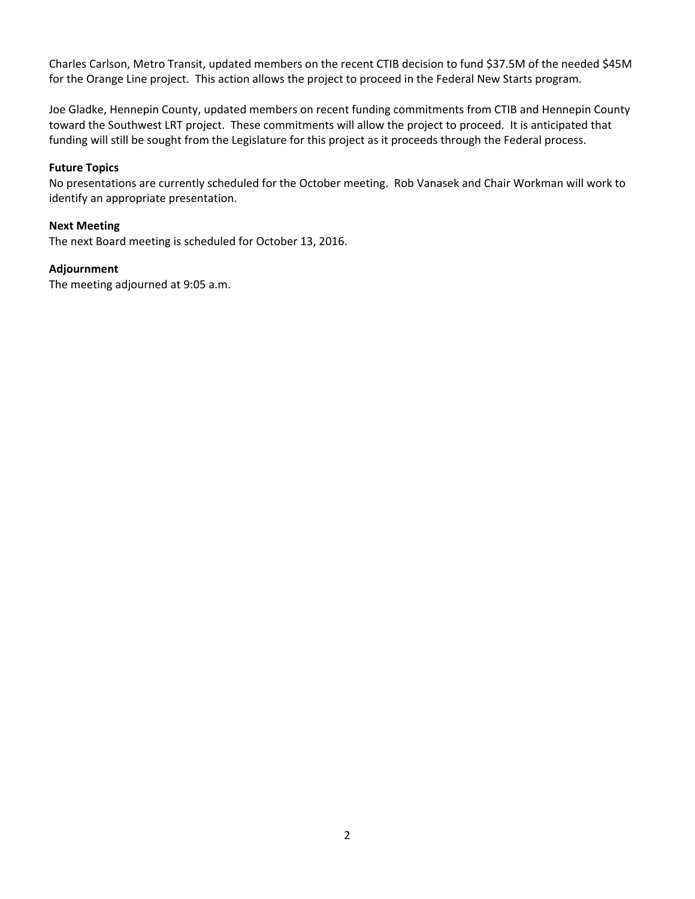Charles Carlson, Metro Transit, updated members on the recent CTIB decision to fund $37.5M of the needed $45M for the Orange Line project. This action allows the project to proceed in the Federal New Starts program.

Joe Gladke, Hennepin County, updated members on recent funding commitments from CTIB and Hennepin County toward the Southwest LRT project. These commitments will allow the project to proceed. It is anticipated that funding will still be sought from the Legislature for this project as it proceeds through the Federal process.

**Future Topics**
No presentations are currently scheduled for the October meeting. Rob Vanasek and Chair Workman will work to identify an appropriate presentation.

**Next Meeting**
The next Board meeting is scheduled for October 13, 2016.

**Adjournment**
The meeting adjourned at 9:05 a.m.